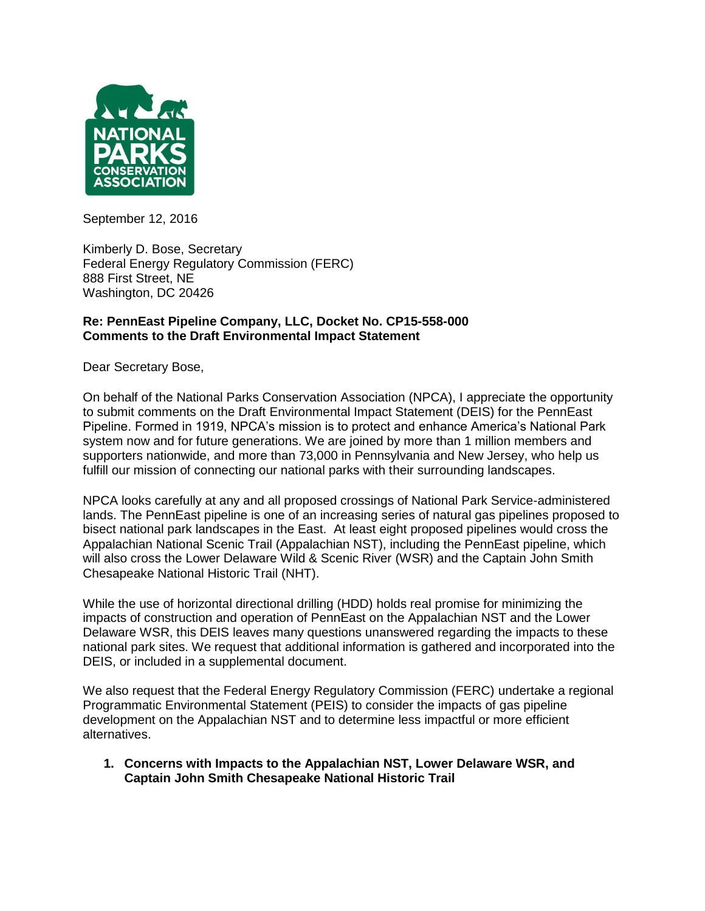September 12, 2016

Kimberly D. Bose, Secretary
Federal Energy Regulatory Commission (FERC)
888 First Street, NE
Washington, DC 20426

**Re: PennEast Pipeline Company, LLC, Docket No. CP15-558-000**
**Comments to the Draft Environmental Impact Statement**

Dear Secretary Bose,

On behalf of the National Parks Conservation Association (NPCA), I appreciate the opportunity to submit comments on the Draft Environmental Impact Statement (DEIS) for the PennEast Pipeline. Formed in 1919, NPCA's mission is to protect and enhance America's National Park system now and for future generations. We are joined by more than 1 million members and supporters nationwide, and more than 73,000 in Pennsylvania and New Jersey, who help us fulfill our mission of connecting our national parks with their surrounding landscapes.

NPCA looks carefully at any and all proposed crossings of National Park Service-administered lands. The PennEast pipeline is one of an increasing series of natural gas pipelines proposed to bisect national park landscapes in the East. At least eight proposed pipelines would cross the Appalachian National Scenic Trail (Appalachian NST), including the PennEast pipeline, which will also cross the Lower Delaware Wild & Scenic River (WSR) and the Captain John Smith Chesapeake National Historic Trail (NHT).

While the use of horizontal directional drilling (HDD) holds real promise for minimizing the impacts of construction and operation of PennEast on the Appalachian NST and the Lower Delaware WSR, this DEIS leaves many questions unanswered regarding the impacts to these national park sites. We request that additional information is gathered and incorporated into the DEIS, or included in a supplemental document.

We also request that the Federal Energy Regulatory Commission (FERC) undertake a regional Programmatic Environmental Statement (PEIS) to consider the impacts of gas pipeline development on the Appalachian NST and to determine less impactful or more efficient alternatives.

1. **Concerns with Impacts to the Appalachian NST, Lower Delaware WSR, and Captain John Smith Chesapeake National Historic Trail**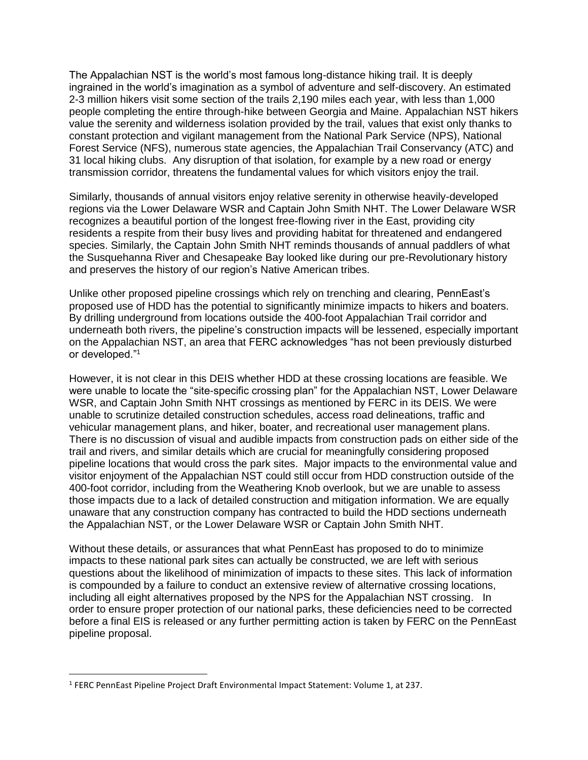The Appalachian NST is the world's most famous long-distance hiking trail. It is deeply ingrained in the world's imagination as a symbol of adventure and self-discovery. An estimated 2-3 million hikers visit some section of the trails 2,190 miles each year, with less than 1,000 people completing the entire through-hike between Georgia and Maine. Appalachian NST hikers value the serenity and wilderness isolation provided by the trail, values that exist only thanks to constant protection and vigilant management from the National Park Service (NPS), National Forest Service (NFS), numerous state agencies, the Appalachian Trail Conservancy (ATC) and 31 local hiking clubs. Any disruption of that isolation, for example by a new road or energy transmission corridor, threatens the fundamental values for which visitors enjoy the trail.

Similarly, thousands of annual visitors enjoy relative serenity in otherwise heavily-developed regions via the Lower Delaware WSR and Captain John Smith NHT. The Lower Delaware WSR recognizes a beautiful portion of the longest free-flowing river in the East, providing city residents a respite from their busy lives and providing habitat for threatened and endangered species. Similarly, the Captain John Smith NHT reminds thousands of annual paddlers of what the Susquehanna River and Chesapeake Bay looked like during our pre-Revolutionary history and preserves the history of our region's Native American tribes.

Unlike other proposed pipeline crossings which rely on trenching and clearing, PennEast's proposed use of HDD has the potential to significantly minimize impacts to hikers and boaters. By drilling underground from locations outside the 400-foot Appalachian Trail corridor and underneath both rivers, the pipeline's construction impacts will be lessened, especially important on the Appalachian NST, an area that FERC acknowledges "has not been previously disturbed or developed."[1]

However, it is not clear in this DEIS whether HDD at these crossing locations are feasible. We were unable to locate the "site-specific crossing plan" for the Appalachian NST, Lower Delaware WSR, and Captain John Smith NHT crossings as mentioned by FERC in its DEIS. We were unable to scrutinize detailed construction schedules, access road delineations, traffic and vehicular management plans, and hiker, boater, and recreational user management plans. There is no discussion of visual and audible impacts from construction pads on either side of the trail and rivers, and similar details which are crucial for meaningfully considering proposed pipeline locations that would cross the park sites. Major impacts to the environmental value and visitor enjoyment of the Appalachian NST could still occur from HDD construction outside of the 400-foot corridor, including from the Weathering Knob overlook, but we are unable to assess those impacts due to a lack of detailed construction and mitigation information. We are equally unaware that any construction company has contracted to build the HDD sections underneath the Appalachian NST, or the Lower Delaware WSR or Captain John Smith NHT.

Without these details, or assurances that what PennEast has proposed to do to minimize impacts to these national park sites can actually be constructed, we are left with serious questions about the likelihood of minimization of impacts to these sites. This lack of information is compounded by a failure to conduct an extensive review of alternative crossing locations, including all eight alternatives proposed by the NPS for the Appalachian NST crossing. In order to ensure proper protection of our national parks, these deficiencies need to be corrected before a final EIS is released or any further permitting action is taken by FERC on the PennEast pipeline proposal.

---

[1] FERC PennEast Pipeline Project Draft Environmental Impact Statement: Volume 1, at 237.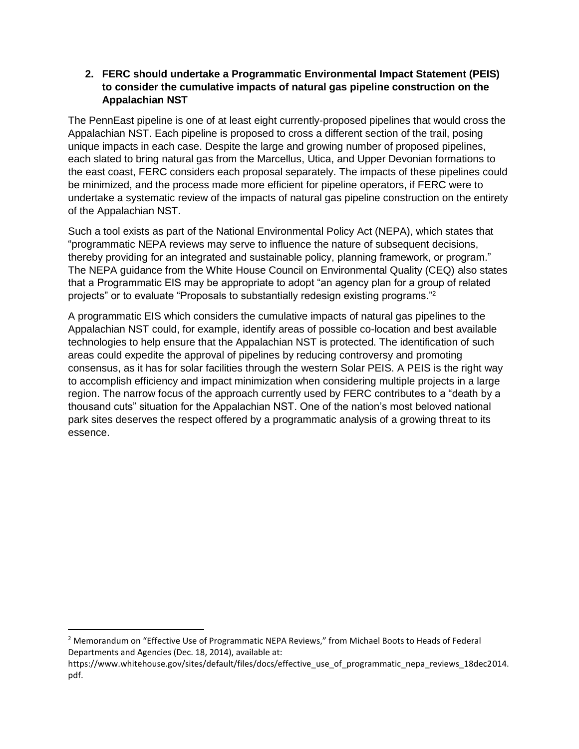## 2. FERC should undertake a Programmatic Environmental Impact Statement (PEIS) to consider the cumulative impacts of natural gas pipeline construction on the Appalachian NST

The PennEast pipeline is one of at least eight currently-proposed pipelines that would cross the Appalachian NST. Each pipeline is proposed to cross a different section of the trail, posing unique impacts in each case. Despite the large and growing number of proposed pipelines, each slated to bring natural gas from the Marcellus, Utica, and Upper Devonian formations to the east coast, FERC considers each proposal separately. The impacts of these pipelines could be minimized, and the process made more efficient for pipeline operators, if FERC were to undertake a systematic review of the impacts of natural gas pipeline construction on the entirety of the Appalachian NST.

Such a tool exists as part of the National Environmental Policy Act (NEPA), which states that "programmatic NEPA reviews may serve to influence the nature of subsequent decisions, thereby providing for an integrated and sustainable policy, planning framework, or program." The NEPA guidance from the White House Council on Environmental Quality (CEQ) also states that a Programmatic EIS may be appropriate to adopt "an agency plan for a group of related projects" or to evaluate "Proposals to substantially redesign existing programs."[2]

A programmatic EIS which considers the cumulative impacts of natural gas pipelines to the Appalachian NST could, for example, identify areas of possible co-location and best available technologies to help ensure that the Appalachian NST is protected. The identification of such areas could expedite the approval of pipelines by reducing controversy and promoting consensus, as it has for solar facilities through the western Solar PEIS. A PEIS is the right way to accomplish efficiency and impact minimization when considering multiple projects in a large region. The narrow focus of the approach currently used by FERC contributes to a "death by a thousand cuts" situation for the Appalachian NST. One of the nation's most beloved national park sites deserves the respect offered by a programmatic analysis of a growing threat to its essence.

[2] Memorandum on "Effective Use of Programmatic NEPA Reviews," from Michael Boots to Heads of Federal Departments and Agencies (Dec. 18, 2014), available at: https://www.whitehouse.gov/sites/default/files/docs/effective_use_of_programmatic_nepa_reviews_18dec2014.pdf.